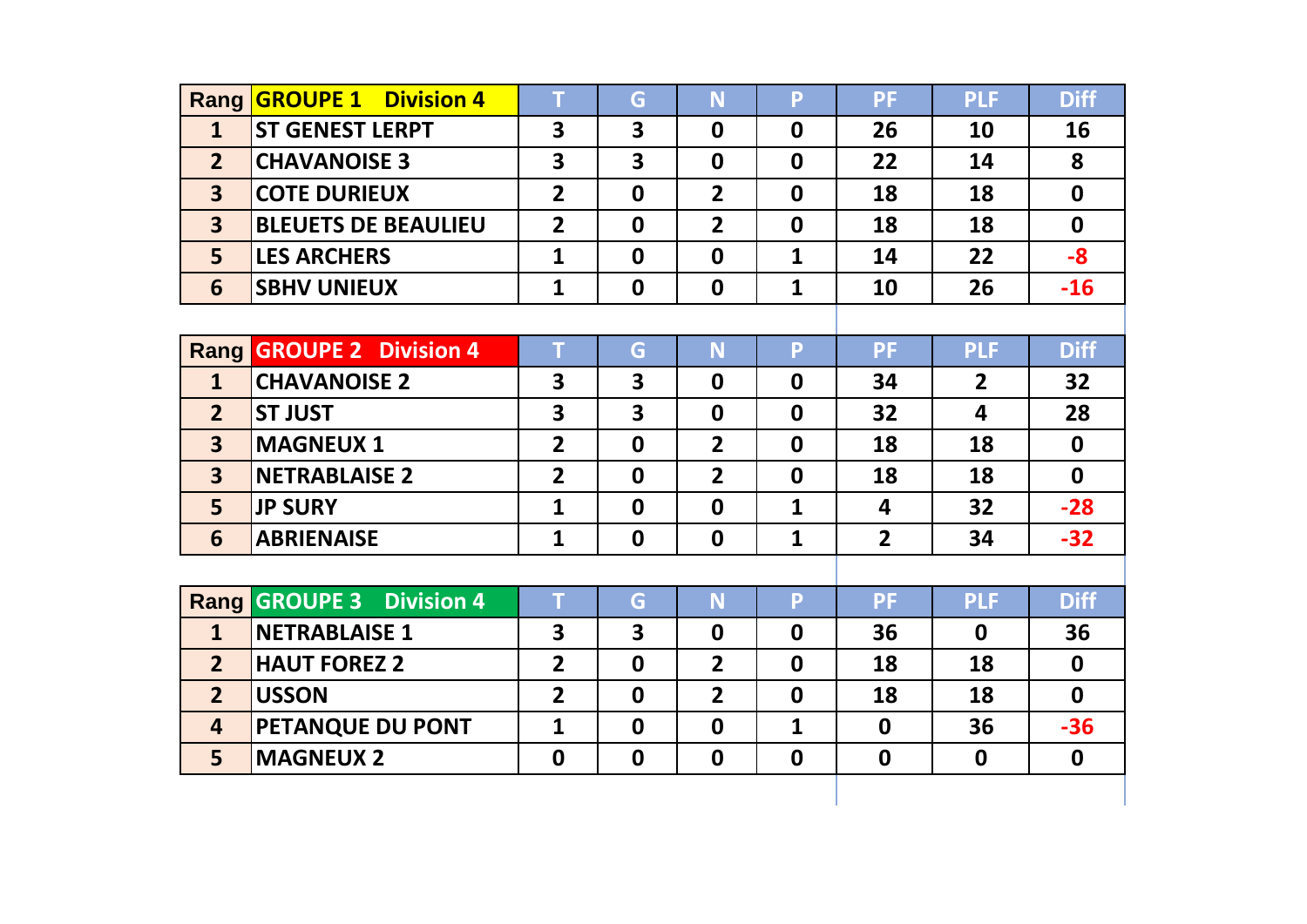| Rang | GROUPE 1 Division 4 | T | G | N | P | PF | PLF | Diff |
|---|---|---|---|---|---|---|---|---|
| 1 | ST GENEST LERPT | 3 | 3 | 0 | 0 | 26 | 10 | 16 |
| 2 | CHAVANOISE 3 | 3 | 3 | 0 | 0 | 22 | 14 | 8 |
| 3 | COTE DURIEUX | 2 | 0 | 2 | 0 | 18 | 18 | 0 |
| 3 | BLEUETS DE BEAULIEU | 2 | 0 | 2 | 0 | 18 | 18 | 0 |
| 5 | LES ARCHERS | 1 | 0 | 0 | 1 | 14 | 22 | -8 |
| 6 | SBHV UNIEUX | 1 | 0 | 0 | 1 | 10 | 26 | -16 |

| Rang | GROUPE 2 Division 4 | T | G | N | P | PF | PLF | Diff |
|---|---|---|---|---|---|---|---|---|
| 1 | CHAVANOISE 2 | 3 | 3 | 0 | 0 | 34 | 2 | 32 |
| 2 | ST JUST | 3 | 3 | 0 | 0 | 32 | 4 | 28 |
| 3 | MAGNEUX 1 | 2 | 0 | 2 | 0 | 18 | 18 | 0 |
| 3 | NETRABLAISE 2 | 2 | 0 | 2 | 0 | 18 | 18 | 0 |
| 5 | JP SURY | 1 | 0 | 0 | 1 | 4 | 32 | -28 |
| 6 | ABRIENAISE | 1 | 0 | 0 | 1 | 2 | 34 | -32 |

| Rang | GROUPE 3 Division 4 | T | G | N | P | PF | PLF | Diff |
|---|---|---|---|---|---|---|---|---|
| 1 | NETRABLAISE 1 | 3 | 3 | 0 | 0 | 36 | 0 | 36 |
| 2 | HAUT FOREZ 2 | 2 | 0 | 2 | 0 | 18 | 18 | 0 |
| 2 | USSON | 2 | 0 | 2 | 0 | 18 | 18 | 0 |
| 4 | PETANQUE DU PONT | 1 | 0 | 0 | 1 | 0 | 36 | -36 |
| 5 | MAGNEUX 2 | 0 | 0 | 0 | 0 | 0 | 0 | 0 |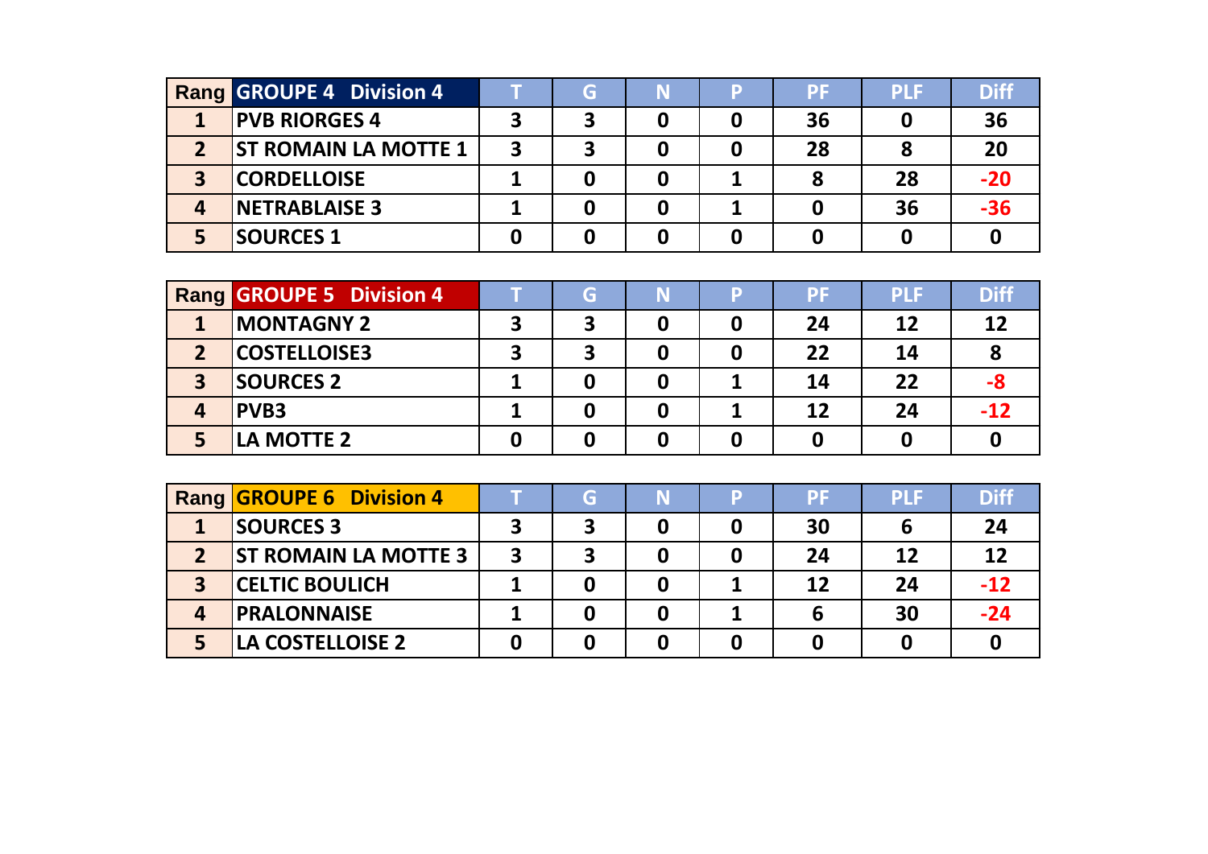| Rang | GROUPE 4 Division 4 | T | G | N | P | PF | PLF | Diff |
|---|---|---|---|---|---|---|---|---|
| 1 | PVB RIORGES 4 | 3 | 3 | 0 | 0 | 36 | 0 | 36 |
| 2 | ST ROMAIN LA MOTTE 1 | 3 | 3 | 0 | 0 | 28 | 8 | 20 |
| 3 | CORDELLOISE | 1 | 0 | 0 | 1 | 8 | 28 | -20 |
| 4 | NETRABLAISE 3 | 1 | 0 | 0 | 1 | 0 | 36 | -36 |
| 5 | SOURCES 1 | 0 | 0 | 0 | 0 | 0 | 0 | 0 |

| Rang | GROUPE 5 Division 4 | T | G | N | P | PF | PLF | Diff |
|---|---|---|---|---|---|---|---|---|
| 1 | MONTAGNY 2 | 3 | 3 | 0 | 0 | 24 | 12 | 12 |
| 2 | COSTELLOISE3 | 3 | 3 | 0 | 0 | 22 | 14 | 8 |
| 3 | SOURCES 2 | 1 | 0 | 0 | 1 | 14 | 22 | -8 |
| 4 | PVB3 | 1 | 0 | 0 | 1 | 12 | 24 | -12 |
| 5 | LA MOTTE 2 | 0 | 0 | 0 | 0 | 0 | 0 | 0 |

| Rang | GROUPE 6 Division 4 | T | G | N | P | PF | PLF | Diff |
|---|---|---|---|---|---|---|---|---|
| 1 | SOURCES 3 | 3 | 3 | 0 | 0 | 30 | 6 | 24 |
| 2 | ST ROMAIN LA MOTTE 3 | 3 | 3 | 0 | 0 | 24 | 12 | 12 |
| 3 | CELTIC BOULICH | 1 | 0 | 0 | 1 | 12 | 24 | -12 |
| 4 | PRALONNAISE | 1 | 0 | 0 | 1 | 6 | 30 | -24 |
| 5 | LA COSTELLOISE 2 | 0 | 0 | 0 | 0 | 0 | 0 | 0 |